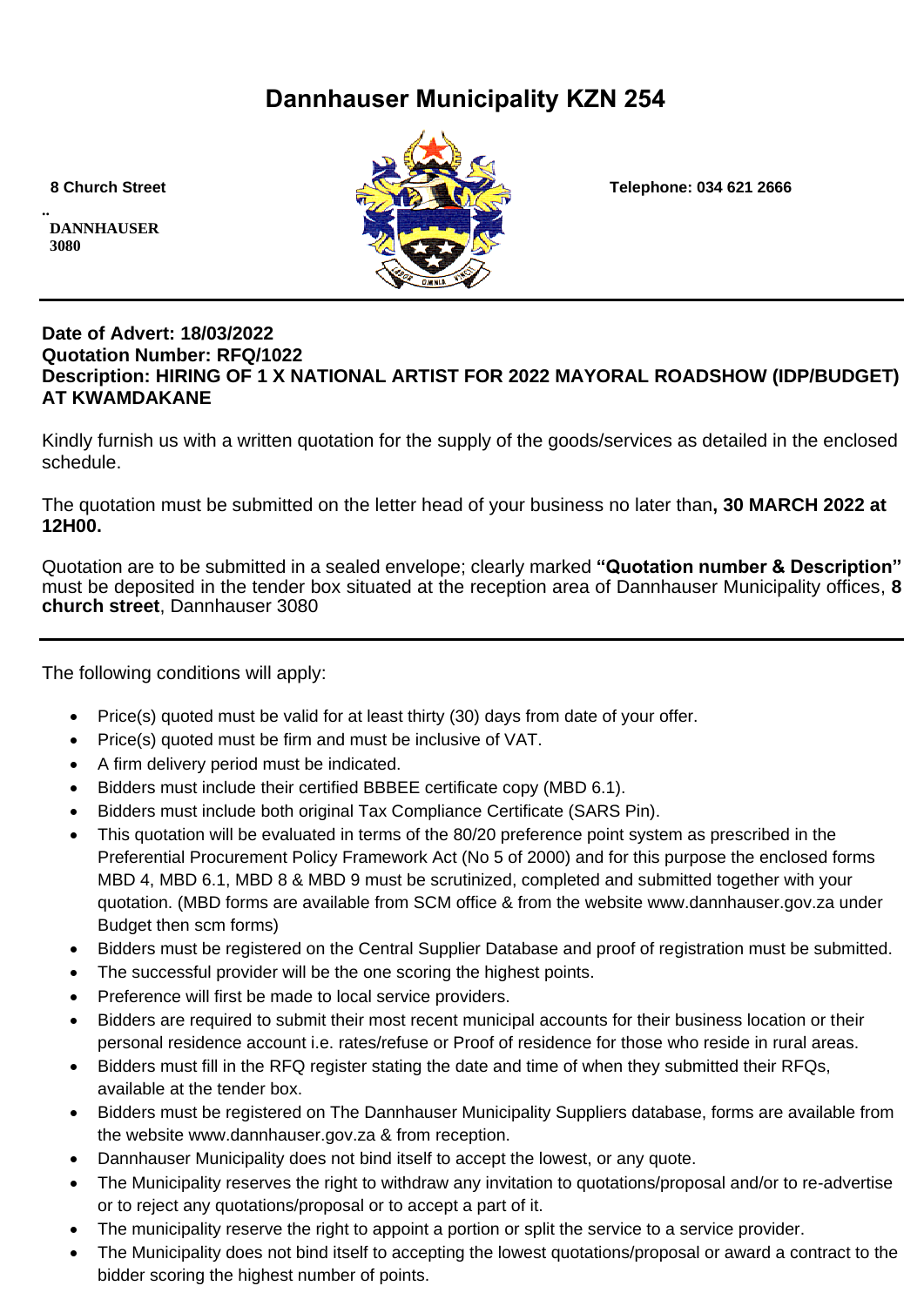# Dannhauser Municipality KZN 254

8 Church Street

..
DANNHAUSER
3080

Telephone: 034 621 2666

---

**Date of Advert: 18/03/2022**
**Quotation Number: RFQ/1022**
**Description: HIRING OF 1 X NATIONAL ARTIST FOR 2022 MAYORAL ROADSHOW (IDP/BUDGET) AT KWAMDAKANE**

Kindly furnish us with a written quotation for the supply of the goods/services as detailed in the enclosed schedule.

The quotation must be submitted on the letter head of your business no later than**, 30 MARCH 2022 at 12H00.**

Quotation are to be submitted in a sealed envelope; clearly marked **"Quotation number & Description"** must be deposited in the tender box situated at the reception area of Dannhauser Municipality offices, **8 church street**, Dannhauser 3080

---

The following conditions will apply:

- Price(s) quoted must be valid for at least thirty (30) days from date of your offer.
- Price(s) quoted must be firm and must be inclusive of VAT.
- A firm delivery period must be indicated.
- Bidders must include their certified BBBEE certificate copy (MBD 6.1).
- Bidders must include both original Tax Compliance Certificate (SARS Pin).
- This quotation will be evaluated in terms of the 80/20 preference point system as prescribed in the Preferential Procurement Policy Framework Act (No 5 of 2000) and for this purpose the enclosed forms MBD 4, MBD 6.1, MBD 8 & MBD 9 must be scrutinized, completed and submitted together with your quotation. (MBD forms are available from SCM office & from the website www.dannhauser.gov.za under Budget then scm forms)
- Bidders must be registered on the Central Supplier Database and proof of registration must be submitted.
- The successful provider will be the one scoring the highest points.
- Preference will first be made to local service providers.
- Bidders are required to submit their most recent municipal accounts for their business location or their personal residence account i.e. rates/refuse or Proof of residence for those who reside in rural areas.
- Bidders must fill in the RFQ register stating the date and time of when they submitted their RFQs, available at the tender box.
- Bidders must be registered on The Dannhauser Municipality Suppliers database, forms are available from the website www.dannhauser.gov.za & from reception.
- Dannhauser Municipality does not bind itself to accept the lowest, or any quote.
- The Municipality reserves the right to withdraw any invitation to quotations/proposal and/or to re-advertise or to reject any quotations/proposal or to accept a part of it.
- The municipality reserve the right to appoint a portion or split the service to a service provider.
- The Municipality does not bind itself to accepting the lowest quotations/proposal or award a contract to the bidder scoring the highest number of points.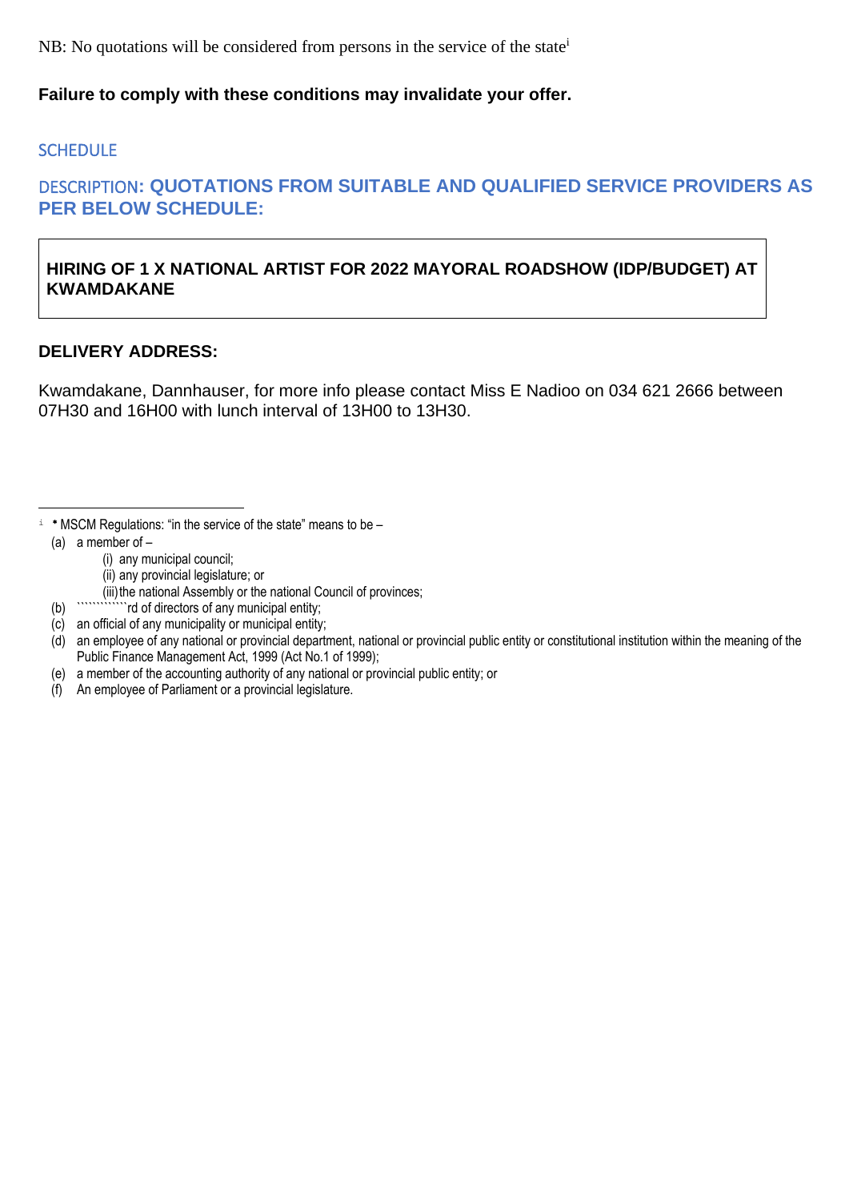NB: No quotations will be considered from persons in the service of the state[i]

**Failure to comply with these conditions may invalidate your offer.**

## SCHEDULE

## DESCRIPTION: QUOTATIONS FROM SUITABLE AND QUALIFIED SERVICE PROVIDERS AS PER BELOW SCHEDULE:

**HIRING OF 1 X NATIONAL ARTIST FOR 2022 MAYORAL ROADSHOW (IDP/BUDGET) AT KWAMDAKANE**

**DELIVERY ADDRESS:**

Kwamdakane, Dannhauser, for more info please contact Miss E Nadioo on 034 621 2666 between 07H30 and 16H00 with lunch interval of 13H00 to 13H30.

---

[i] * MSCM Regulations: "in the service of the state" means to be –

(a) a member of –
  (i) any municipal council;
  (ii) any provincial legislature; or
  (iii) the national Assembly or the national Council of provinces;
(b) ````````````rd of directors of any municipal entity;
(c) an official of any municipality or municipal entity;
(d) an employee of any national or provincial department, national or provincial public entity or constitutional institution within the meaning of the Public Finance Management Act, 1999 (Act No.1 of 1999);
(e) a member of the accounting authority of any national or provincial public entity; or
(f) An employee of Parliament or a provincial legislature.